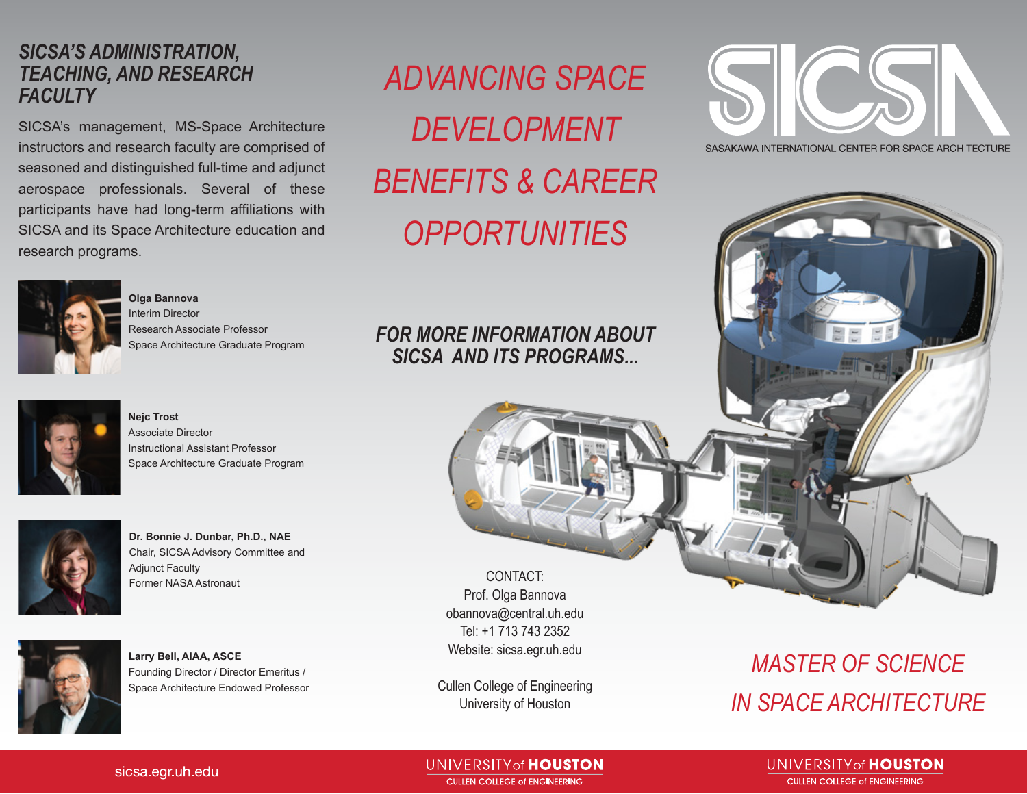## SICSA'S ADMINISTRATION, TEACHING, AND RESEARCH FACULTY

SICSA's management, MS-Space Architecture instructors and research faculty are comprised of seasoned and distinguished full-time and adjunct aerospace professionals. Several of these participants have had long-term affiliations with SICSA and its Space Architecture education and research programs.

**Olga Bannova**
Interim Director
Research Associate Professor
Space Architecture Graduate Program

**Nejc Trost**
Associate Director
Instructional Assistant Professor
Space Architecture Graduate Program

**Dr. Bonnie J. Dunbar, Ph.D., NAE**
Chair, SICSA Advisory Committee and
Adjunct Faculty
Former NASA Astronaut

**Larry Bell, AIAA, ASCE**
Founding Director / Director Emeritus /
Space Architecture Endowed Professor

sicsa.egr.uh.edu

# *ADVANCING SPACE DEVELOPMENT BENEFITS & CAREER OPPORTUNITIES*

### *FOR MORE INFORMATION ABOUT SICSA AND ITS PROGRAMS...*

CONTACT:
Prof. Olga Bannova
obannova@central.uh.edu
Tel: +1 713 743 2352
Website: sicsa.egr.uh.edu

Cullen College of Engineering
University of Houston

UNIVERSITY of HOUSTON
CULLEN COLLEGE of ENGINEERING

# SICSA

SASAKAWA INTERNATIONAL CENTER FOR SPACE ARCHITECTURE

## *MASTER OF SCIENCE IN SPACE ARCHITECTURE*

UNIVERSITY of HOUSTON
CULLEN COLLEGE of ENGINEERING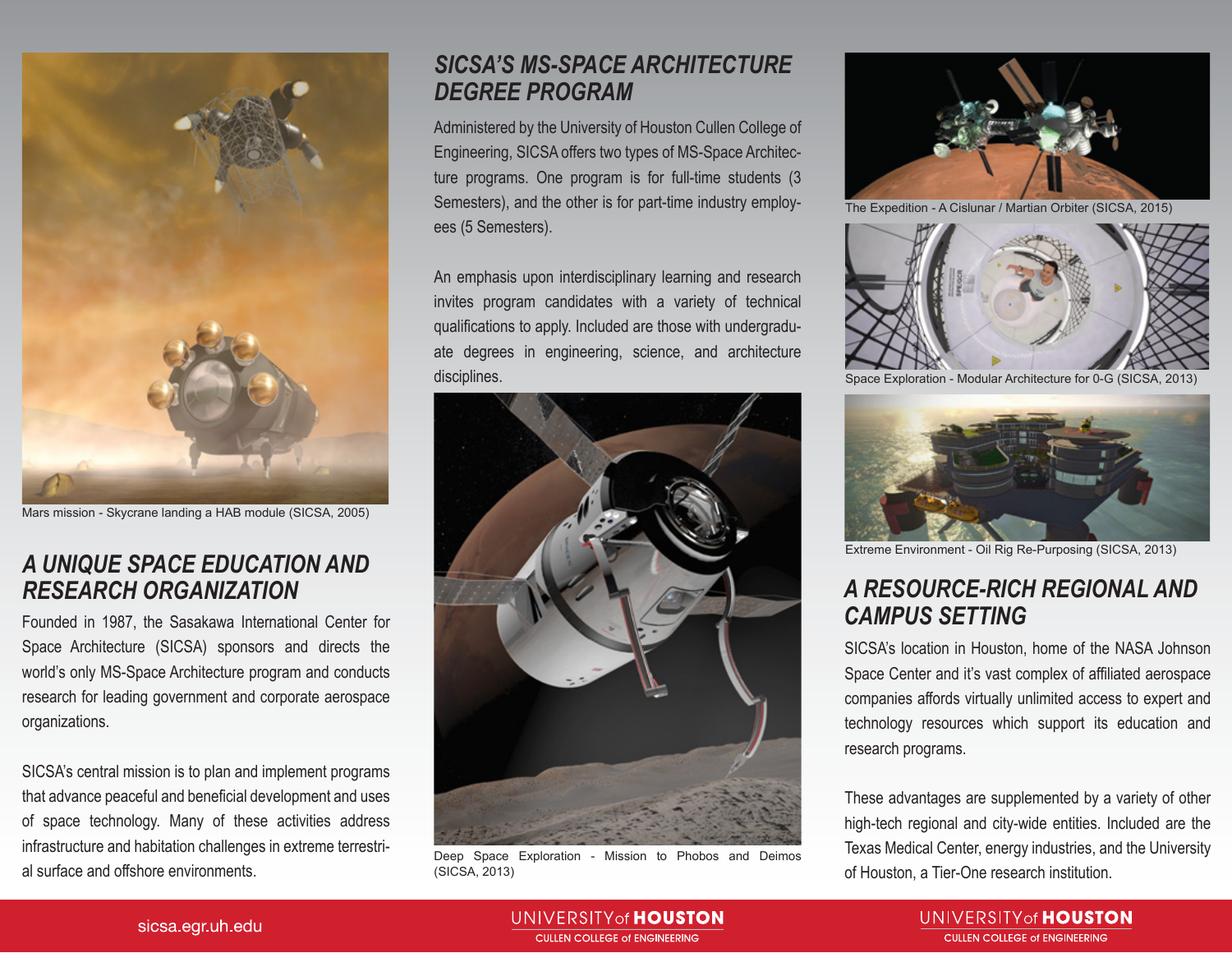Mars mission - Skycrane landing a HAB module (SICSA, 2005)

## A UNIQUE SPACE EDUCATION AND RESEARCH ORGANIZATION

Founded in 1987, the Sasakawa International Center for Space Architecture (SICSA) sponsors and directs the world's only MS-Space Architecture program and conducts research for leading government and corporate aerospace organizations.

SICSA's central mission is to plan and implement programs that advance peaceful and beneficial development and uses of space technology. Many of these activities address infrastructure and habitation challenges in extreme terrestrial surface and offshore environments.

## SICSA'S MS-SPACE ARCHITECTURE DEGREE PROGRAM

Administered by the University of Houston Cullen College of Engineering, SICSA offers two types of MS-Space Architecture programs. One program is for full-time students (3 Semesters), and the other is for part-time industry employees (5 Semesters).

An emphasis upon interdisciplinary learning and research invites program candidates with a variety of technical qualifications to apply. Included are those with undergraduate degrees in engineering, science, and architecture disciplines.

Deep Space Exploration - Mission to Phobos and Deimos (SICSA, 2013)

The Expedition - A Cislunar / Martian Orbiter (SICSA, 2015)

Space Exploration - Modular Architecture for 0-G (SICSA, 2013)

Extreme Environment - Oil Rig Re-Purposing (SICSA, 2013)

## A RESOURCE-RICH REGIONAL AND CAMPUS SETTING

SICSA's location in Houston, home of the NASA Johnson Space Center and it's vast complex of affiliated aerospace companies affords virtually unlimited access to expert and technology resources which support its education and research programs.

These advantages are supplemented by a variety of other high-tech regional and city-wide entities. Included are the Texas Medical Center, energy industries, and the University of Houston, a Tier-One research institution.

sicsa.egr.uh.edu

UNIVERSITY of **HOUSTON**
CULLEN COLLEGE of ENGINEERING